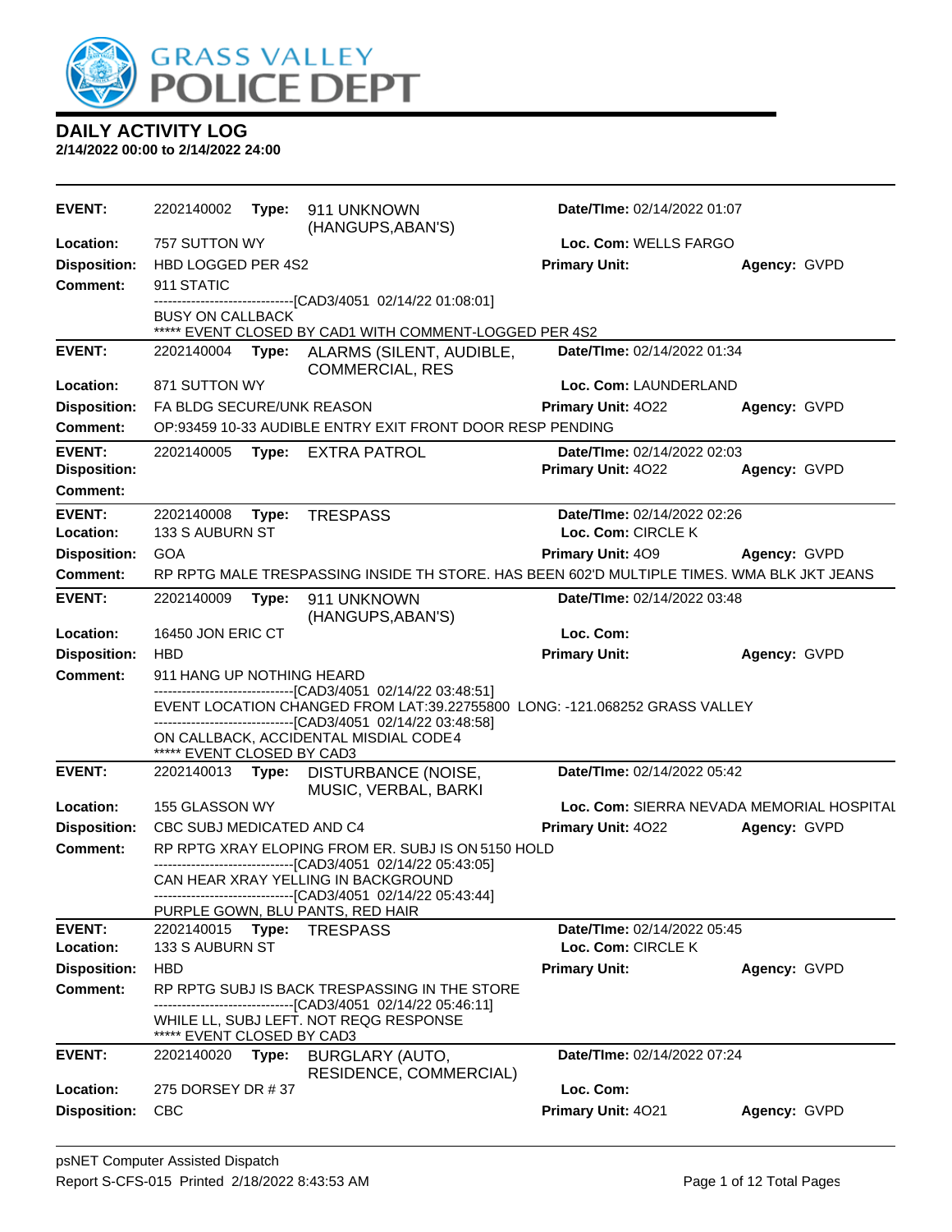GRASS VALLEY POLICE DEPT

# DAILY ACTIVITY LOG

**2/14/2022 00:00 to 2/14/2022 24:00**

---

**EVENT:** 2202140002 **Type:** 911 UNKNOWN (HANGUPS,ABAN'S) **Date/TIme:** 02/14/2022 01:07
**Location:** 757 SUTTON WY **Loc. Com:** WELLS FARGO
**Disposition:** HBD LOGGED PER 4S2 **Primary Unit:** **Agency:** GVPD
**Comment:** 911 STATIC
------------------------------[CAD3/4051 02/14/22 01:08:01]
BUSY ON CALLBACK
***** EVENT CLOSED BY CAD1 WITH COMMENT-LOGGED PER 4S2

---

**EVENT:** 2202140004 **Type:** ALARMS (SILENT, AUDIBLE, COMMERCIAL, RES **Date/TIme:** 02/14/2022 01:34
**Location:** 871 SUTTON WY **Loc. Com:** LAUNDERLAND
**Disposition:** FA BLDG SECURE/UNK REASON **Primary Unit:** 4O22 **Agency:** GVPD
**Comment:** OP:93459 10-33 AUDIBLE ENTRY EXIT FRONT DOOR RESP PENDING

---

**EVENT:** 2202140005 **Type:** EXTRA PATROL **Date/TIme:** 02/14/2022 02:03
**Disposition:** **Primary Unit:** 4O22 **Agency:** GVPD
**Comment:**

---

**EVENT:** 2202140008 **Type:** TRESPASS **Date/TIme:** 02/14/2022 02:26
**Location:** 133 S AUBURN ST **Loc. Com:** CIRCLE K
**Disposition:** GOA **Primary Unit:** 4O9 **Agency:** GVPD
**Comment:** RP RPTG MALE TRESPASSING INSIDE TH STORE. HAS BEEN 602'D MULTIPLE TIMES. WMA BLK JKT JEANS

---

**EVENT:** 2202140009 **Type:** 911 UNKNOWN (HANGUPS,ABAN'S) **Date/TIme:** 02/14/2022 03:48
**Location:** 16450 JON ERIC CT **Loc. Com:**
**Disposition:** HBD **Primary Unit:** **Agency:** GVPD
**Comment:** 911 HANG UP NOTHING HEARD
------------------------------[CAD3/4051 02/14/22 03:48:51]
EVENT LOCATION CHANGED FROM LAT:39.22755800 LONG: -121.068252 GRASS VALLEY
------------------------------[CAD3/4051 02/14/22 03:48:58]
ON CALLBACK, ACCIDENTAL MISDIAL CODE4
***** EVENT CLOSED BY CAD3

---

**EVENT:** 2202140013 **Type:** DISTURBANCE (NOISE, MUSIC, VERBAL, BARKI **Date/TIme:** 02/14/2022 05:42
**Location:** 155 GLASSON WY **Loc. Com:** SIERRA NEVADA MEMORIAL HOSPITAL
**Disposition:** CBC SUBJ MEDICATED AND C4 **Primary Unit:** 4O22 **Agency:** GVPD
**Comment:** RP RPTG XRAY ELOPING FROM ER. SUBJ IS ON 5150 HOLD
------------------------------[CAD3/4051 02/14/22 05:43:05]
CAN HEAR XRAY YELLING IN BACKGROUND
------------------------------[CAD3/4051 02/14/22 05:43:44]
PURPLE GOWN, BLU PANTS, RED HAIR

---

**EVENT:** 2202140015 **Type:** TRESPASS **Date/TIme:** 02/14/2022 05:45
**Location:** 133 S AUBURN ST **Loc. Com:** CIRCLE K
**Disposition:** HBD **Primary Unit:** **Agency:** GVPD
**Comment:** RP RPTG SUBJ IS BACK TRESPASSING IN THE STORE
------------------------------[CAD3/4051 02/14/22 05:46:11]
WHILE LL, SUBJ LEFT. NOT REQG RESPONSE
***** EVENT CLOSED BY CAD3

---

**EVENT:** 2202140020 **Type:** BURGLARY (AUTO, RESIDENCE, COMMERCIAL) **Date/TIme:** 02/14/2022 07:24
**Location:** 275 DORSEY DR # 37 **Loc. Com:**
**Disposition:** CBC **Primary Unit:** 4O21 **Agency:** GVPD

---

psNET Computer Assisted Dispatch
Report S-CFS-015 Printed 2/18/2022 8:43:53 AM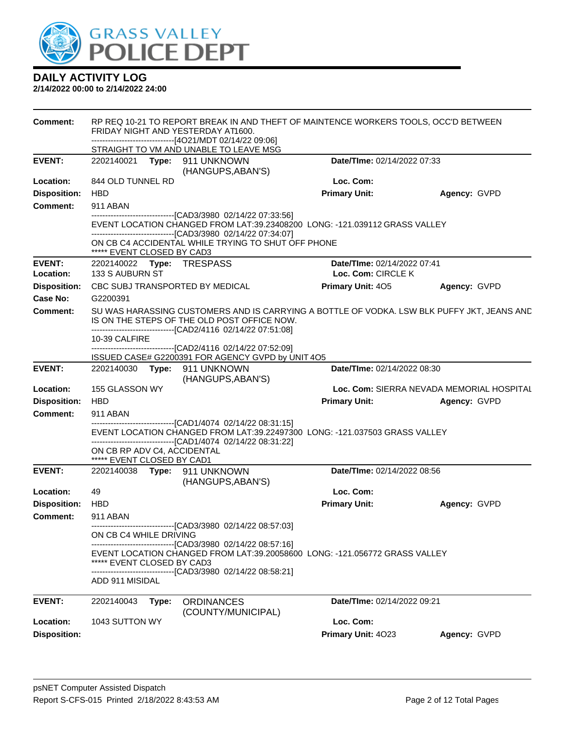# DAILY ACTIVITY LOG

**2/14/2022 00:00 to 2/14/2022 24:00**

**Comment:** RP REQ 10-21 TO REPORT BREAK IN AND THEFT OF MAINTENCE WORKERS TOOLS, OCC'D BETWEEN FRIDAY NIGHT AND YESTERDAY AT1600.
------------------------------[4O21/MDT 02/14/22 09:06]
STRAIGHT TO VM AND UNABLE TO LEAVE MSG

---

| | | | |
|---|---|---|---|
| **EVENT:** | 2202140021 **Type:** 911 UNKNOWN (HANGUPS,ABAN'S) | **Date/TIme:** 02/14/2022 07:33 | |
| **Location:** | 844 OLD TUNNEL RD | **Loc. Com:** | |
| **Disposition:** | HBD | **Primary Unit:** | **Agency:** GVPD |

**Comment:** 911 ABAN
------------------------------[CAD3/3980 02/14/22 07:33:56]
EVENT LOCATION CHANGED FROM LAT:39.23408200 LONG: -121.039112 GRASS VALLEY
------------------------------[CAD3/3980 02/14/22 07:34:07]
ON CB C4 ACCIDENTAL WHILE TRYING TO SHUT OFF PHONE
***** EVENT CLOSED BY CAD3

---

| | | | |
|---|---|---|---|
| **EVENT:** | 2202140022 **Type:** TRESPASS | **Date/TIme:** 02/14/2022 07:41 | |
| **Location:** | 133 S AUBURN ST | **Loc. Com:** CIRCLE K | |
| **Disposition:** | CBC SUBJ TRANSPORTED BY MEDICAL | **Primary Unit:** 4O5 | **Agency:** GVPD |
| **Case No:** | G2200391 | | |

**Comment:** SU WAS HARASSING CUSTOMERS AND IS CARRYING A BOTTLE OF VODKA. LSW BLK PUFFY JKT, JEANS AND IS ON THE STEPS OF THE OLD POST OFFICE NOW.
------------------------------[CAD2/4116 02/14/22 07:51:08]
10-39 CALFIRE
------------------------------[CAD2/4116 02/14/22 07:52:09]
ISSUED CASE# G2200391 FOR AGENCY GVPD by UNIT 4O5

---

| | | | |
|---|---|---|---|
| **EVENT:** | 2202140030 **Type:** 911 UNKNOWN (HANGUPS,ABAN'S) | **Date/TIme:** 02/14/2022 08:30 | |
| **Location:** | 155 GLASSON WY | **Loc. Com:** SIERRA NEVADA MEMORIAL HOSPITAL | |
| **Disposition:** | HBD | **Primary Unit:** | **Agency:** GVPD |

**Comment:** 911 ABAN
------------------------------[CAD1/4074 02/14/22 08:31:15]
EVENT LOCATION CHANGED FROM LAT:39.22497300 LONG: -121.037503 GRASS VALLEY
------------------------------[CAD1/4074 02/14/22 08:31:22]
ON CB RP ADV C4, ACCIDENTAL
***** EVENT CLOSED BY CAD1

---

| | | | |
|---|---|---|---|
| **EVENT:** | 2202140038 **Type:** 911 UNKNOWN (HANGUPS,ABAN'S) | **Date/TIme:** 02/14/2022 08:56 | |
| **Location:** | 49 | **Loc. Com:** | |
| **Disposition:** | HBD | **Primary Unit:** | **Agency:** GVPD |

**Comment:** 911 ABAN
------------------------------[CAD3/3980 02/14/22 08:57:03]
ON CB C4 WHILE DRIVING
------------------------------[CAD3/3980 02/14/22 08:57:16]
EVENT LOCATION CHANGED FROM LAT:39.20058600 LONG: -121.056772 GRASS VALLEY
***** EVENT CLOSED BY CAD3
------------------------------[CAD3/3980 02/14/22 08:58:21]
ADD 911 MISIDAL

---

| | | | |
|---|---|---|---|
| **EVENT:** | 2202140043 **Type:** ORDINANCES (COUNTY/MUNICIPAL) | **Date/TIme:** 02/14/2022 09:21 | |
| **Location:** | 1043 SUTTON WY | **Loc. Com:** | |
| **Disposition:** | | **Primary Unit:** 4O23 | **Agency:** GVPD |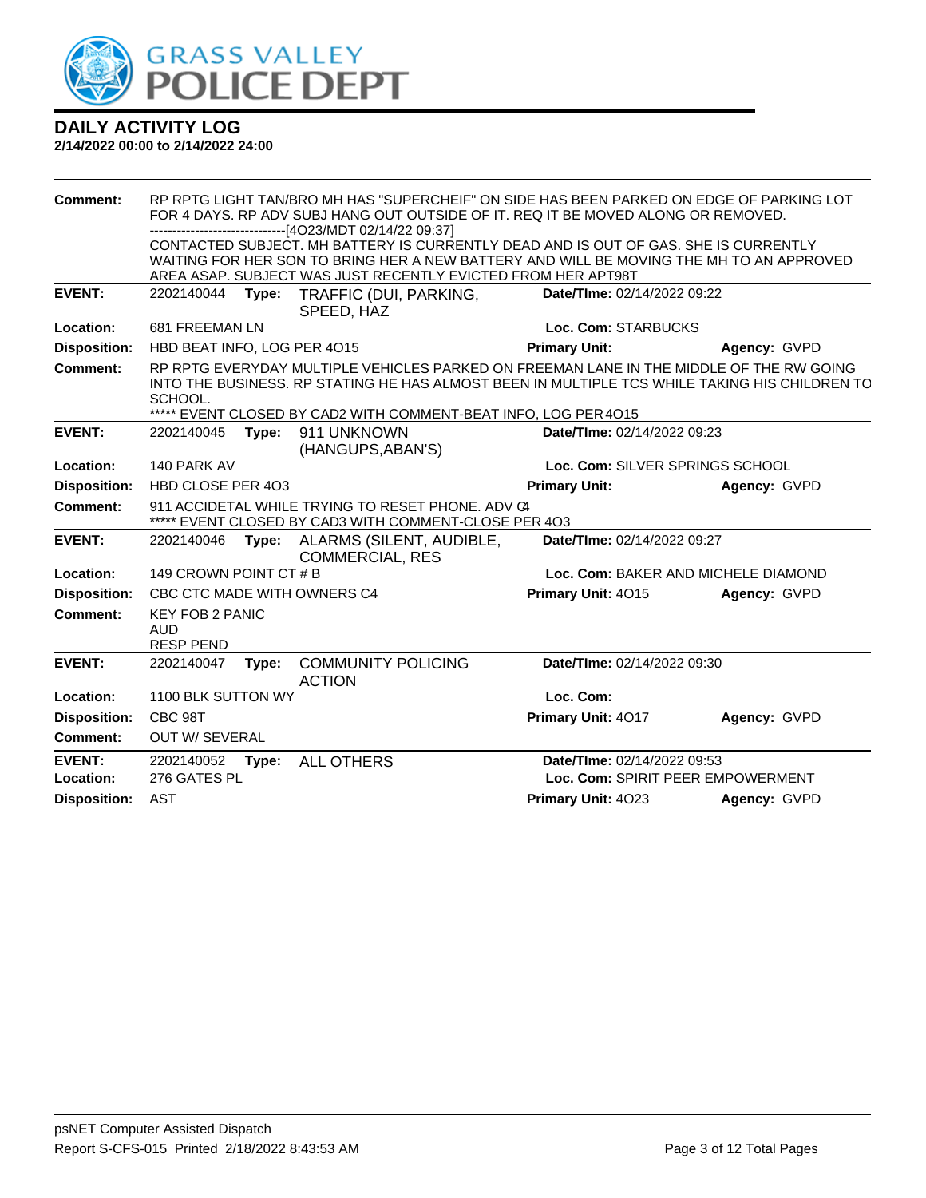# GRASS VALLEY POLICE DEPT

## DAILY ACTIVITY LOG

**2/14/2022 00:00 to 2/14/2022 24:00**

**Comment:** RP RPTG LIGHT TAN/BRO MH HAS "SUPERCHEIF" ON SIDE HAS BEEN PARKED ON EDGE OF PARKING LOT FOR 4 DAYS. RP ADV SUBJ HANG OUT OUTSIDE OF IT. REQ IT BE MOVED ALONG OR REMOVED.
------------------------------[4O23/MDT 02/14/22 09:37]
CONTACTED SUBJECT. MH BATTERY IS CURRENTLY DEAD AND IS OUT OF GAS. SHE IS CURRENTLY WAITING FOR HER SON TO BRING HER A NEW BATTERY AND WILL BE MOVING THE MH TO AN APPROVED AREA ASAP. SUBJECT WAS JUST RECENTLY EVICTED FROM HER APT98T

| | | | |
|---|---|---|---|
| **EVENT:** | 2202140044 **Type:** TRAFFIC (DUI, PARKING, SPEED, HAZ | **Date/TIme:** 02/14/2022 09:22 | |
| **Location:** | 681 FREEMAN LN | **Loc. Com:** STARBUCKS | |
| **Disposition:** | HBD BEAT INFO, LOG PER 4O15 | **Primary Unit:** | **Agency:** GVPD |
| **Comment:** | RP RPTG EVERYDAY MULTIPLE VEHICLES PARKED ON FREEMAN LANE IN THE MIDDLE OF THE RW GOING INTO THE BUSINESS. RP STATING HE HAS ALMOST BEEN IN MULTIPLE TCS WHILE TAKING HIS CHILDREN TO SCHOOL.<br>***** EVENT CLOSED BY CAD2 WITH COMMENT-BEAT INFO, LOG PER 4O15 | | |

| | | | |
|---|---|---|---|
| **EVENT:** | 2202140045 **Type:** 911 UNKNOWN (HANGUPS,ABAN'S) | **Date/TIme:** 02/14/2022 09:23 | |
| **Location:** | 140 PARK AV | **Loc. Com:** SILVER SPRINGS SCHOOL | |
| **Disposition:** | HBD CLOSE PER 4O3 | **Primary Unit:** | **Agency:** GVPD |
| **Comment:** | 911 ACCIDETAL WHILE TRYING TO RESET PHONE. ADV C4<br>***** EVENT CLOSED BY CAD3 WITH COMMENT-CLOSE PER 4O3 | | |

| | | | |
|---|---|---|---|
| **EVENT:** | 2202140046 **Type:** ALARMS (SILENT, AUDIBLE, COMMERCIAL, RES | **Date/TIme:** 02/14/2022 09:27 | |
| **Location:** | 149 CROWN POINT CT # B | **Loc. Com:** BAKER AND MICHELE DIAMOND | |
| **Disposition:** | CBC CTC MADE WITH OWNERS C4 | **Primary Unit:** 4O15 | **Agency:** GVPD |
| **Comment:** | KEY FOB 2 PANIC<br>AUD<br>RESP PEND | | |

| | | | |
|---|---|---|---|
| **EVENT:** | 2202140047 **Type:** COMMUNITY POLICING ACTION | **Date/TIme:** 02/14/2022 09:30 | |
| **Location:** | 1100 BLK SUTTON WY | **Loc. Com:** | |
| **Disposition:** | CBC 98T | **Primary Unit:** 4O17 | **Agency:** GVPD |
| **Comment:** | OUT W/ SEVERAL | | |

| | | | |
|---|---|---|---|
| **EVENT:** | 2202140052 **Type:** ALL OTHERS | **Date/TIme:** 02/14/2022 09:53 | |
| **Location:** | 276 GATES PL | **Loc. Com:** SPIRIT PEER EMPOWERMENT | |
| **Disposition:** | AST | **Primary Unit:** 4O23 | **Agency:** GVPD |

psNET Computer Assisted Dispatch
Report S-CFS-015 Printed 2/18/2022 8:43:53 AM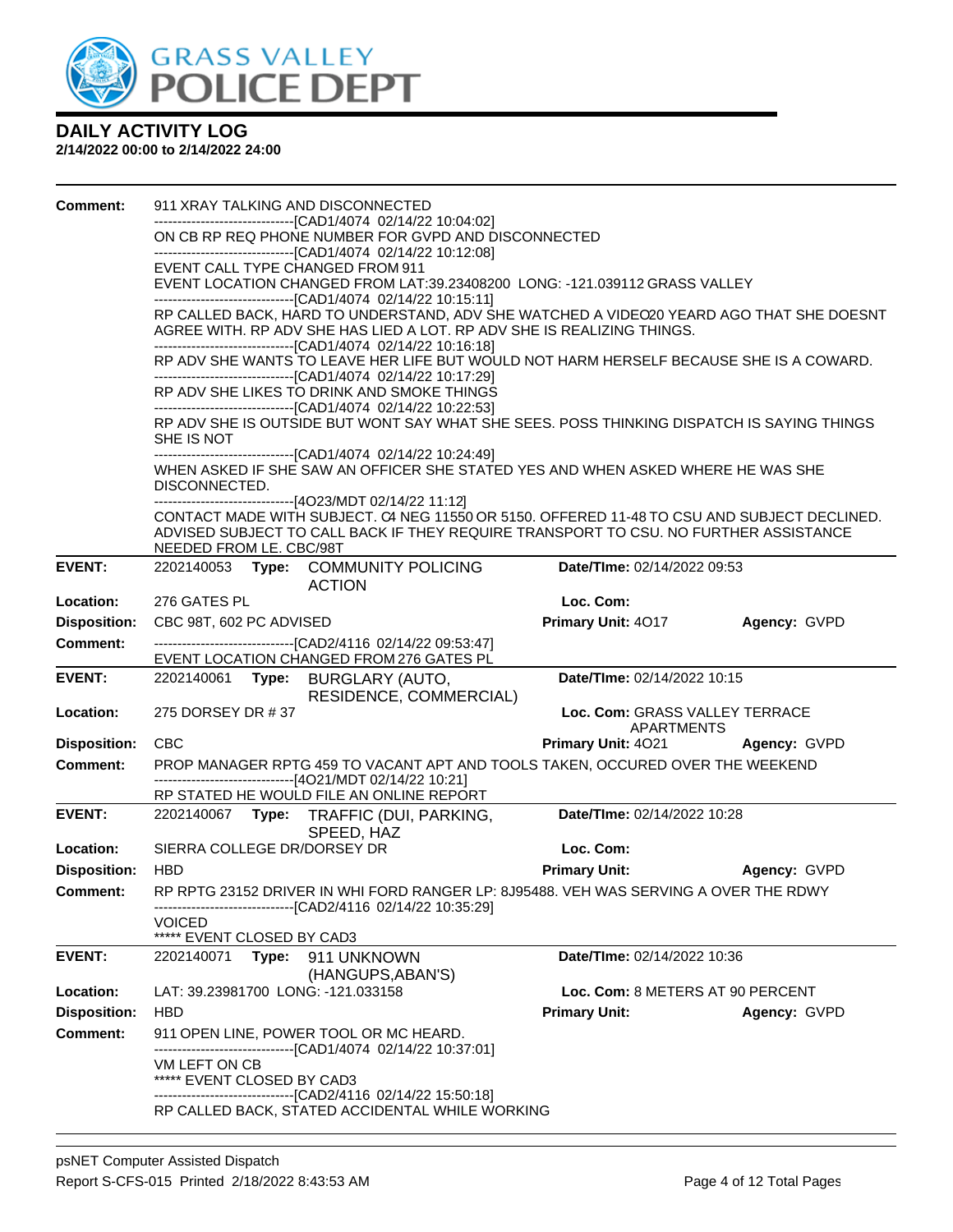# DAILY ACTIVITY LOG

**2/14/2022 00:00 to 2/14/2022 24:00**

**Comment:** 911 XRAY TALKING AND DISCONNECTED
------------------------------[CAD1/4074 02/14/22 10:04:02]
ON CB RP REQ PHONE NUMBER FOR GVPD AND DISCONNECTED
------------------------------[CAD1/4074 02/14/22 10:12:08]
EVENT CALL TYPE CHANGED FROM 911
EVENT LOCATION CHANGED FROM LAT:39.23408200 LONG: -121.039112 GRASS VALLEY
------------------------------[CAD1/4074 02/14/22 10:15:11]
RP CALLED BACK, HARD TO UNDERSTAND, ADV SHE WATCHED A VIDEO20 YEARD AGO THAT SHE DOESNT AGREE WITH. RP ADV SHE HAS LIED A LOT. RP ADV SHE IS REALIZING THINGS.
------------------------------[CAD1/4074 02/14/22 10:16:18]
RP ADV SHE WANTS TO LEAVE HER LIFE BUT WOULD NOT HARM HERSELF BECAUSE SHE IS A COWARD.
------------------------------[CAD1/4074 02/14/22 10:17:29]
RP ADV SHE LIKES TO DRINK AND SMOKE THINGS
------------------------------[CAD1/4074 02/14/22 10:22:53]
RP ADV SHE IS OUTSIDE BUT WONT SAY WHAT SHE SEES. POSS THINKING DISPATCH IS SAYING THINGS SHE IS NOT
------------------------------[CAD1/4074 02/14/22 10:24:49]
WHEN ASKED IF SHE SAW AN OFFICER SHE STATED YES AND WHEN ASKED WHERE HE WAS SHE DISCONNECTED.
------------------------------[4O23/MDT 02/14/22 11:12]
CONTACT MADE WITH SUBJECT. C4 NEG 11550 OR 5150. OFFERED 11-48 TO CSU AND SUBJECT DECLINED. ADVISED SUBJECT TO CALL BACK IF THEY REQUIRE TRANSPORT TO CSU. NO FURTHER ASSISTANCE NEEDED FROM LE. CBC/98T

---

**EVENT:** 2202140053 **Type:** COMMUNITY POLICING ACTION | **Date/TIme:** 02/14/2022 09:53
**Location:** 276 GATES PL | **Loc. Com:**
**Disposition:** CBC 98T, 602 PC ADVISED | **Primary Unit:** 4O17 | **Agency:** GVPD
**Comment:** ------------------------------[CAD2/4116 02/14/22 09:53:47]
EVENT LOCATION CHANGED FROM 276 GATES PL

---

**EVENT:** 2202140061 **Type:** BURGLARY (AUTO, RESIDENCE, COMMERCIAL) | **Date/TIme:** 02/14/2022 10:15
**Location:** 275 DORSEY DR # 37 | **Loc. Com:** GRASS VALLEY TERRACE APARTMENTS
**Disposition:** CBC | **Primary Unit:** 4O21 | **Agency:** GVPD
**Comment:** PROP MANAGER RPTG 459 TO VACANT APT AND TOOLS TAKEN, OCCURED OVER THE WEEKEND
------------------------------[4O21/MDT 02/14/22 10:21]
RP STATED HE WOULD FILE AN ONLINE REPORT

---

**EVENT:** 2202140067 **Type:** TRAFFIC (DUI, PARKING, SPEED, HAZ | **Date/TIme:** 02/14/2022 10:28
**Location:** SIERRA COLLEGE DR/DORSEY DR | **Loc. Com:**
**Disposition:** HBD | **Primary Unit:** | **Agency:** GVPD
**Comment:** RP RPTG 23152 DRIVER IN WHI FORD RANGER LP: 8J95488. VEH WAS SERVING A OVER THE RDWY
------------------------------[CAD2/4116 02/14/22 10:35:29]
VOICED
***** EVENT CLOSED BY CAD3

---

**EVENT:** 2202140071 **Type:** 911 UNKNOWN (HANGUPS,ABAN'S) | **Date/TIme:** 02/14/2022 10:36
**Location:** LAT: 39.23981700 LONG: -121.033158 | **Loc. Com:** 8 METERS AT 90 PERCENT
**Disposition:** HBD | **Primary Unit:** | **Agency:** GVPD
**Comment:** 911 OPEN LINE, POWER TOOL OR MC HEARD.
------------------------------[CAD1/4074 02/14/22 10:37:01]
VM LEFT ON CB
***** EVENT CLOSED BY CAD3
------------------------------[CAD2/4116 02/14/22 15:50:18]
RP CALLED BACK, STATED ACCIDENTAL WHILE WORKING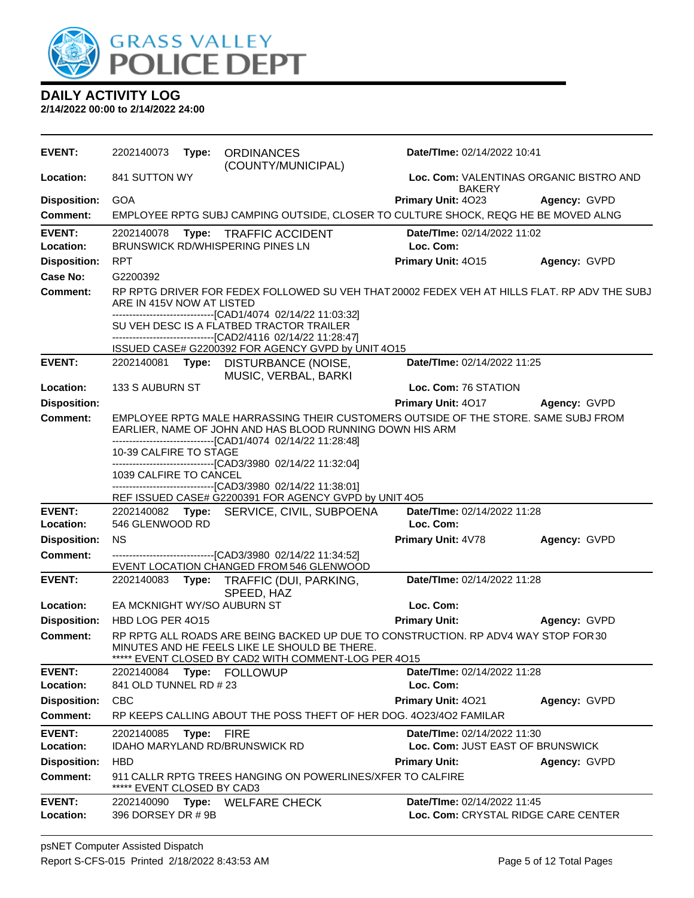# DAILY ACTIVITY LOG

**2/14/2022 00:00 to 2/14/2022 24:00**

| | | | |
|---|---|---|---|
| **EVENT:** | 2202140073 **Type:** ORDINANCES (COUNTY/MUNICIPAL) | **Date/TIme:** 02/14/2022 10:41 | |
| **Location:** | 841 SUTTON WY | **Loc. Com:** VALENTINAS ORGANIC BISTRO AND BAKERY | |
| **Disposition:** | GOA | **Primary Unit:** 4O23 | **Agency:** GVPD |
| **Comment:** | EMPLOYEE RPTG SUBJ CAMPING OUTSIDE, CLOSER TO CULTURE SHOCK, REQG HE BE MOVED ALNG | | |

| | | | |
|---|---|---|---|
| **EVENT:** | 2202140078 **Type:** TRAFFIC ACCIDENT | **Date/TIme:** 02/14/2022 11:02 | |
| **Location:** | BRUNSWICK RD/WHISPERING PINES LN | **Loc. Com:** | |
| **Disposition:** | RPT | **Primary Unit:** 4O15 | **Agency:** GVPD |
| **Case No:** | G2200392 | | |
| **Comment:** | RP RPTG DRIVER FOR FEDEX FOLLOWED SU VEH THAT 20002 FEDEX VEH AT HILLS FLAT. RP ADV THE SUBJ ARE IN 415V NOW AT LISTED<br>------------------------------[CAD1/4074 02/14/22 11:03:32]<br>SU VEH DESC IS A FLATBED TRACTOR TRAILER<br>------------------------------[CAD2/4116 02/14/22 11:28:47]<br>ISSUED CASE# G2200392 FOR AGENCY GVPD by UNIT 4O15 | | |

| | | | |
|---|---|---|---|
| **EVENT:** | 2202140081 **Type:** DISTURBANCE (NOISE, MUSIC, VERBAL, BARKI | **Date/TIme:** 02/14/2022 11:25 | |
| **Location:** | 133 S AUBURN ST | **Loc. Com:** 76 STATION | |
| **Disposition:** | | **Primary Unit:** 4O17 | **Agency:** GVPD |
| **Comment:** | EMPLOYEE RPTG MALE HARRASSING THEIR CUSTOMERS OUTSIDE OF THE STORE. SAME SUBJ FROM EARLIER, NAME OF JOHN AND HAS BLOOD RUNNING DOWN HIS ARM<br>------------------------------[CAD1/4074 02/14/22 11:28:48]<br>10-39 CALFIRE TO STAGE<br>------------------------------[CAD3/3980 02/14/22 11:32:04]<br>1039 CALFIRE TO CANCEL<br>------------------------------[CAD3/3980 02/14/22 11:38:01]<br>REF ISSUED CASE# G2200391 FOR AGENCY GVPD by UNIT 4O5 | | |

| | | | |
|---|---|---|---|
| **EVENT:** | 2202140082 **Type:** SERVICE, CIVIL, SUBPOENA | **Date/TIme:** 02/14/2022 11:28 | |
| **Location:** | 546 GLENWOOD RD | **Loc. Com:** | |
| **Disposition:** | NS | **Primary Unit:** 4V78 | **Agency:** GVPD |
| **Comment:** | ------------------------------[CAD3/3980 02/14/22 11:34:52]<br>EVENT LOCATION CHANGED FROM 546 GLENWOOD | | |

| | | | |
|---|---|---|---|
| **EVENT:** | 2202140083 **Type:** TRAFFIC (DUI, PARKING, SPEED, HAZ | **Date/TIme:** 02/14/2022 11:28 | |
| **Location:** | EA MCKNIGHT WY/SO AUBURN ST | **Loc. Com:** | |
| **Disposition:** | HBD LOG PER 4O15 | **Primary Unit:** | **Agency:** GVPD |
| **Comment:** | RP RPTG ALL ROADS ARE BEING BACKED UP DUE TO CONSTRUCTION. RP ADV4 WAY STOP FOR 30 MINUTES AND HE FEELS LIKE LE SHOULD BE THERE.<br>***** EVENT CLOSED BY CAD2 WITH COMMENT-LOG PER 4O15 | | |

| | | | |
|---|---|---|---|
| **EVENT:** | 2202140084 **Type:** FOLLOWUP | **Date/TIme:** 02/14/2022 11:28 | |
| **Location:** | 841 OLD TUNNEL RD # 23 | **Loc. Com:** | |
| **Disposition:** | CBC | **Primary Unit:** 4O21 | **Agency:** GVPD |
| **Comment:** | RP KEEPS CALLING ABOUT THE POSS THEFT OF HER DOG. 4O23/4O2 FAMILAR | | |

| | | | |
|---|---|---|---|
| **EVENT:** | 2202140085 **Type:** FIRE | **Date/TIme:** 02/14/2022 11:30 | |
| **Location:** | IDAHO MARYLAND RD/BRUNSWICK RD | **Loc. Com:** JUST EAST OF BRUNSWICK | |
| **Disposition:** | HBD | **Primary Unit:** | **Agency:** GVPD |
| **Comment:** | 911 CALLR RPTG TREES HANGING ON POWERLINES/XFER TO CALFIRE<br>***** EVENT CLOSED BY CAD3 | | |

| | | | |
|---|---|---|---|
| **EVENT:** | 2202140090 **Type:** WELFARE CHECK | **Date/TIme:** 02/14/2022 11:45 | |
| **Location:** | 396 DORSEY DR # 9B | **Loc. Com:** CRYSTAL RIDGE CARE CENTER | |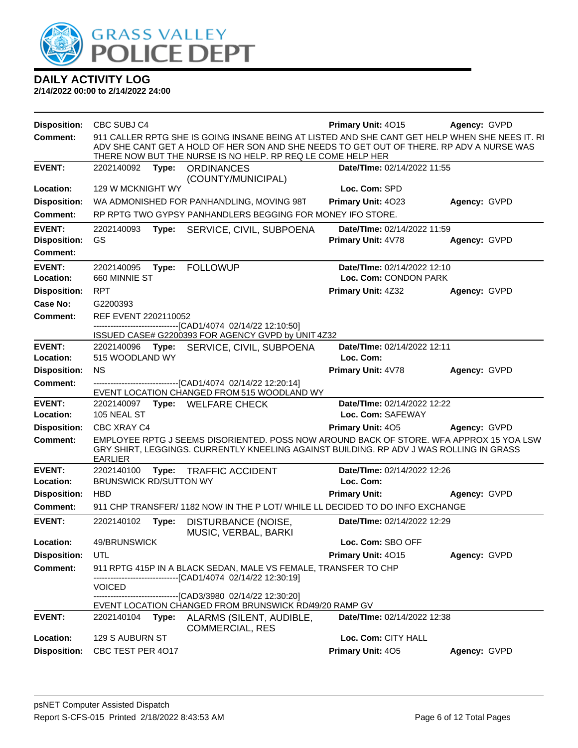# GRASS VALLEY POLICE DEPT

## DAILY ACTIVITY LOG

**2/14/2022 00:00 to 2/14/2022 24:00**

**Disposition:** CBC SUBJ C4 **Primary Unit:** 4O15 **Agency:** GVPD

**Comment:** 911 CALLER RPTG SHE IS GOING INSANE BEING AT LISTED AND SHE CANT GET HELP WHEN SHE NEES IT. RI ADV SHE CANT GET A HOLD OF HER SON AND SHE NEEDS TO GET OUT OF THERE. RP ADV A NURSE WAS THERE NOW BUT THE NURSE IS NO HELP. RP REQ LE COME HELP HER

---

**EVENT:** 2202140092 **Type:** ORDINANCES (COUNTY/MUNICIPAL) **Date/TIme:** 02/14/2022 11:55

**Location:** 129 W MCKNIGHT WY **Loc. Com:** SPD

**Disposition:** WA ADMONISHED FOR PANHANDLING, MOVING 98T **Primary Unit:** 4O23 **Agency:** GVPD

**Comment:** RP RPTG TWO GYPSY PANHANDLERS BEGGING FOR MONEY IFO STORE.

---

**EVENT:** 2202140093 **Type:** SERVICE, CIVIL, SUBPOENA **Date/TIme:** 02/14/2022 11:59

**Disposition:** GS **Primary Unit:** 4V78 **Agency:** GVPD

**Comment:**

---

**EVENT:** 2202140095 **Type:** FOLLOWUP **Date/TIme:** 02/14/2022 12:10

**Location:** 660 MINNIE ST **Loc. Com:** CONDON PARK

**Disposition:** RPT **Primary Unit:** 4Z32 **Agency:** GVPD

**Case No:** G2200393

**Comment:** REF EVENT 2202110052

------------------------------[CAD1/4074 02/14/22 12:10:50]

ISSUED CASE# G2200393 FOR AGENCY GVPD by UNIT 4Z32

---

**EVENT:** 2202140096 **Type:** SERVICE, CIVIL, SUBPOENA **Date/TIme:** 02/14/2022 12:11

**Location:** 515 WOODLAND WY **Loc. Com:**

**Disposition:** NS **Primary Unit:** 4V78 **Agency:** GVPD

**Comment:** ------------------------------[CAD1/4074 02/14/22 12:20:14]

EVENT LOCATION CHANGED FROM 515 WOODLAND WY

---

**EVENT:** 2202140097 **Type:** WELFARE CHECK **Date/TIme:** 02/14/2022 12:22

**Location:** 105 NEAL ST **Loc. Com:** SAFEWAY

**Disposition:** CBC XRAY C4 **Primary Unit:** 4O5 **Agency:** GVPD

**Comment:** EMPLOYEE RPTG J SEEMS DISORIENTED. POSS NOW AROUND BACK OF STORE. WFA APPROX 15 YOA LSW GRY SHIRT, LEGGINGS. CURRENTLY KNEELING AGAINST BUILDING. RP ADV J WAS ROLLING IN GRASS EARLIER

---

**EVENT:** 2202140100 **Type:** TRAFFIC ACCIDENT **Date/TIme:** 02/14/2022 12:26

**Location:** BRUNSWICK RD/SUTTON WY **Loc. Com:**

**Disposition:** HBD **Primary Unit:** **Agency:** GVPD

**Comment:** 911 CHP TRANSFER/ 1182 NOW IN THE P LOT/ WHILE LL DECIDED TO DO INFO EXCHANGE

---

**EVENT:** 2202140102 **Type:** DISTURBANCE (NOISE, MUSIC, VERBAL, BARKI **Date/TIme:** 02/14/2022 12:29

**Location:** 49/BRUNSWICK **Loc. Com:** SBO OFF

**Disposition:** UTL **Primary Unit:** 4O15 **Agency:** GVPD

**Comment:** 911 RPTG 415P IN A BLACK SEDAN, MALE VS FEMALE, TRANSFER TO CHP

------------------------------[CAD1/4074 02/14/22 12:30:19]

VOICED

------------------------------[CAD3/3980 02/14/22 12:30:20]

EVENT LOCATION CHANGED FROM BRUNSWICK RD/49/20 RAMP GV

---

**EVENT:** 2202140104 **Type:** ALARMS (SILENT, AUDIBLE, COMMERCIAL, RES **Date/TIme:** 02/14/2022 12:38

**Location:** 129 S AUBURN ST **Loc. Com:** CITY HALL

**Disposition:** CBC TEST PER 4O17 **Primary Unit:** 4O5 **Agency:** GVPD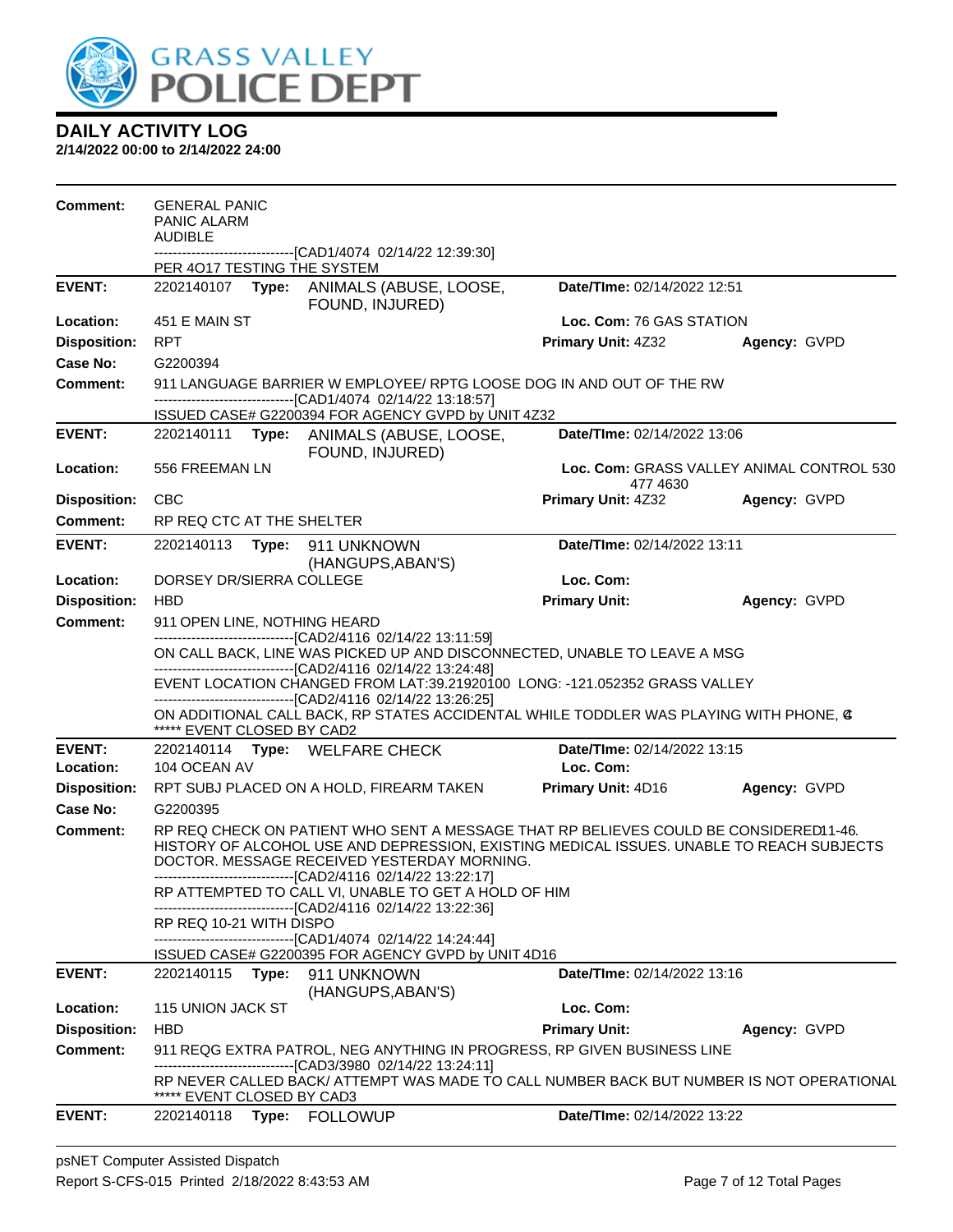# DAILY ACTIVITY LOG

**2/14/2022 00:00 to 2/14/2022 24:00**

**Comment:** GENERAL PANIC
PANIC ALARM
AUDIBLE
------------------------------[CAD1/4074 02/14/22 12:39:30]
PER 4O17 TESTING THE SYSTEM

---

**EVENT:** 2202140107 **Type:** ANIMALS (ABUSE, LOOSE, FOUND, INJURED) **Date/TIme:** 02/14/2022 12:51
**Location:** 451 E MAIN ST **Loc. Com:** 76 GAS STATION
**Disposition:** RPT **Primary Unit:** 4Z32 **Agency:** GVPD
**Case No:** G2200394
**Comment:** 911 LANGUAGE BARRIER W EMPLOYEE/ RPTG LOOSE DOG IN AND OUT OF THE RW
------------------------------[CAD1/4074 02/14/22 13:18:57]
ISSUED CASE# G2200394 FOR AGENCY GVPD by UNIT 4Z32

---

**EVENT:** 2202140111 **Type:** ANIMALS (ABUSE, LOOSE, FOUND, INJURED) **Date/TIme:** 02/14/2022 13:06
**Location:** 556 FREEMAN LN **Loc. Com:** GRASS VALLEY ANIMAL CONTROL 530 477 4630
**Disposition:** CBC **Primary Unit:** 4Z32 **Agency:** GVPD
**Comment:** RP REQ CTC AT THE SHELTER

---

**EVENT:** 2202140113 **Type:** 911 UNKNOWN (HANGUPS,ABAN'S) **Date/TIme:** 02/14/2022 13:11
**Location:** DORSEY DR/SIERRA COLLEGE **Loc. Com:**
**Disposition:** HBD **Primary Unit:** **Agency:** GVPD
**Comment:** 911 OPEN LINE, NOTHING HEARD
------------------------------[CAD2/4116 02/14/22 13:11:59]
ON CALL BACK, LINE WAS PICKED UP AND DISCONNECTED, UNABLE TO LEAVE A MSG
------------------------------[CAD2/4116 02/14/22 13:24:48]
EVENT LOCATION CHANGED FROM LAT:39.21920100 LONG: -121.052352 GRASS VALLEY
------------------------------[CAD2/4116 02/14/22 13:26:25]
ON ADDITIONAL CALL BACK, RP STATES ACCIDENTAL WHILE TODDLER WAS PLAYING WITH PHONE, C4
***** EVENT CLOSED BY CAD2

---

**EVENT:** 2202140114 **Type:** WELFARE CHECK **Date/TIme:** 02/14/2022 13:15
**Location:** 104 OCEAN AV **Loc. Com:**
**Disposition:** RPT SUBJ PLACED ON A HOLD, FIREARM TAKEN **Primary Unit:** 4D16 **Agency:** GVPD
**Case No:** G2200395
**Comment:** RP REQ CHECK ON PATIENT WHO SENT A MESSAGE THAT RP BELIEVES COULD BE CONSIDERED 11-46. HISTORY OF ALCOHOL USE AND DEPRESSION, EXISTING MEDICAL ISSUES. UNABLE TO REACH SUBJECTS DOCTOR. MESSAGE RECEIVED YESTERDAY MORNING.
------------------------------[CAD2/4116 02/14/22 13:22:17]
RP ATTEMPTED TO CALL VI, UNABLE TO GET A HOLD OF HIM
------------------------------[CAD2/4116 02/14/22 13:22:36]
RP REQ 10-21 WITH DISPO
------------------------------[CAD1/4074 02/14/22 14:24:44]
ISSUED CASE# G2200395 FOR AGENCY GVPD by UNIT 4D16

---

**EVENT:** 2202140115 **Type:** 911 UNKNOWN (HANGUPS,ABAN'S) **Date/TIme:** 02/14/2022 13:16
**Location:** 115 UNION JACK ST **Loc. Com:**
**Disposition:** HBD **Primary Unit:** **Agency:** GVPD
**Comment:** 911 REQG EXTRA PATROL, NEG ANYTHING IN PROGRESS, RP GIVEN BUSINESS LINE
------------------------------[CAD3/3980 02/14/22 13:24:11]
RP NEVER CALLED BACK/ ATTEMPT WAS MADE TO CALL NUMBER BACK BUT NUMBER IS NOT OPERATIONAL
***** EVENT CLOSED BY CAD3

---

**EVENT:** 2202140118 **Type:** FOLLOWUP **Date/TIme:** 02/14/2022 13:22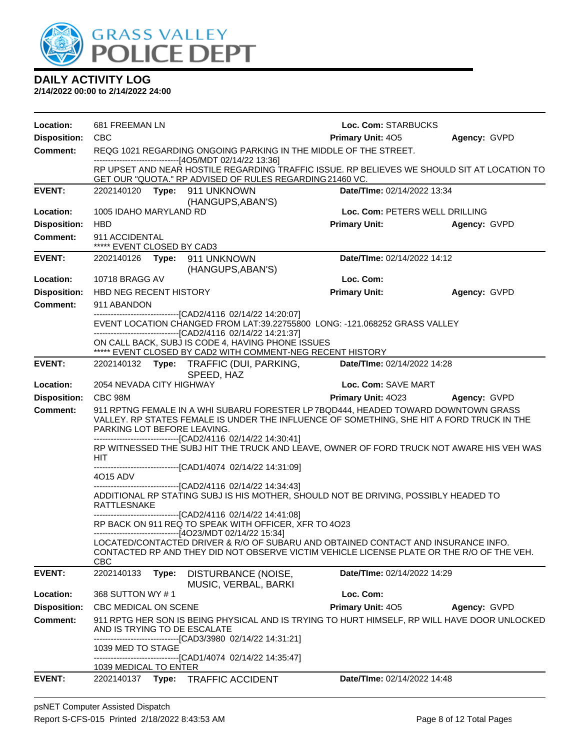# DAILY ACTIVITY LOG

**2/14/2022 00:00 to 2/14/2022 24:00**

| | | | |
|---|---|---|---|
| **Location:** | 681 FREEMAN LN | **Loc. Com:** STARBUCKS | |
| **Disposition:** | CBC | **Primary Unit:** 4O5 | **Agency:** GVPD |
| **Comment:** | REQG 1021 REGARDING ONGOING PARKING IN THE MIDDLE OF THE STREET.<br>------------------------------[4O5/MDT 02/14/22 13:36]<br>RP UPSET AND NEAR HOSTILE REGARDING TRAFFIC ISSUE. RP BELIEVES WE SHOULD SIT AT LOCATION TO GET OUR "QUOTA." RP ADVISED OF RULES REGARDING 21460 VC. | | |

| | | | |
|---|---|---|---|
| **EVENT:** | 2202140120 **Type:** 911 UNKNOWN (HANGUPS,ABAN'S) | **Date/TIme:** 02/14/2022 13:34 | |
| **Location:** | 1005 IDAHO MARYLAND RD | **Loc. Com:** PETERS WELL DRILLING | |
| **Disposition:** | HBD | **Primary Unit:** | **Agency:** GVPD |
| **Comment:** | 911 ACCIDENTAL<br>***** EVENT CLOSED BY CAD3 | | |

| | | | |
|---|---|---|---|
| **EVENT:** | 2202140126 **Type:** 911 UNKNOWN (HANGUPS,ABAN'S) | **Date/TIme:** 02/14/2022 14:12 | |
| **Location:** | 10718 BRAGG AV | **Loc. Com:** | |
| **Disposition:** | HBD NEG RECENT HISTORY | **Primary Unit:** | **Agency:** GVPD |
| **Comment:** | 911 ABANDON<br>------------------------------[CAD2/4116 02/14/22 14:20:07]<br>EVENT LOCATION CHANGED FROM LAT:39.22755800 LONG: -121.068252 GRASS VALLEY<br>------------------------------[CAD2/4116 02/14/22 14:21:37]<br>ON CALL BACK, SUBJ IS CODE 4, HAVING PHONE ISSUES<br>***** EVENT CLOSED BY CAD2 WITH COMMENT-NEG RECENT HISTORY | | |

| | | | |
|---|---|---|---|
| **EVENT:** | 2202140132 **Type:** TRAFFIC (DUI, PARKING, SPEED, HAZ | **Date/TIme:** 02/14/2022 14:28 | |
| **Location:** | 2054 NEVADA CITY HIGHWAY | **Loc. Com:** SAVE MART | |
| **Disposition:** | CBC 98M | **Primary Unit:** 4O23 | **Agency:** GVPD |
| **Comment:** | 911 RPTNG FEMALE IN A WHI SUBARU FORESTER LP 7BQD444, HEADED TOWARD DOWNTOWN GRASS VALLEY. RP STATES FEMALE IS UNDER THE INFLUENCE OF SOMETHING, SHE HIT A FORD TRUCK IN THE PARKING LOT BEFORE LEAVING.<br>------------------------------[CAD2/4116 02/14/22 14:30:41]<br>RP WITNESSED THE SUBJ HIT THE TRUCK AND LEAVE, OWNER OF FORD TRUCK NOT AWARE HIS VEH WAS HIT<br>------------------------------[CAD1/4074 02/14/22 14:31:09]<br>4O15 ADV<br>------------------------------[CAD2/4116 02/14/22 14:34:43]<br>ADDITIONAL RP STATING SUBJ IS HIS MOTHER, SHOULD NOT BE DRIVING, POSSIBLY HEADED TO RATTLESNAKE<br>------------------------------[CAD2/4116 02/14/22 14:41:08]<br>RP BACK ON 911 REQ TO SPEAK WITH OFFICER, XFR TO 4O23<br>------------------------------[4O23/MDT 02/14/22 15:34]<br>LOCATED/CONTACTED DRIVER & R/O OF SUBARU AND OBTAINED CONTACT AND INSURANCE INFO. CONTACTED RP AND THEY DID NOT OBSERVE VICTIM VEHICLE LICENSE PLATE OR THE R/O OF THE VEH. CBC | | |

| | | | |
|---|---|---|---|
| **EVENT:** | 2202140133 **Type:** DISTURBANCE (NOISE, MUSIC, VERBAL, BARKI | **Date/TIme:** 02/14/2022 14:29 | |
| **Location:** | 368 SUTTON WY # 1 | **Loc. Com:** | |
| **Disposition:** | CBC MEDICAL ON SCENE | **Primary Unit:** 4O5 | **Agency:** GVPD |
| **Comment:** | 911 RPTG HER SON IS BEING PHYSICAL AND IS TRYING TO HURT HIMSELF, RP WILL HAVE DOOR UNLOCKED AND IS TRYING TO DE ESCALATE<br>------------------------------[CAD3/3980 02/14/22 14:31:21]<br>1039 MED TO STAGE<br>------------------------------[CAD1/4074 02/14/22 14:35:47]<br>1039 MEDICAL TO ENTER | | |

| | | | |
|---|---|---|---|
| **EVENT:** | 2202140137 **Type:** TRAFFIC ACCIDENT | **Date/TIme:** 02/14/2022 14:48 | |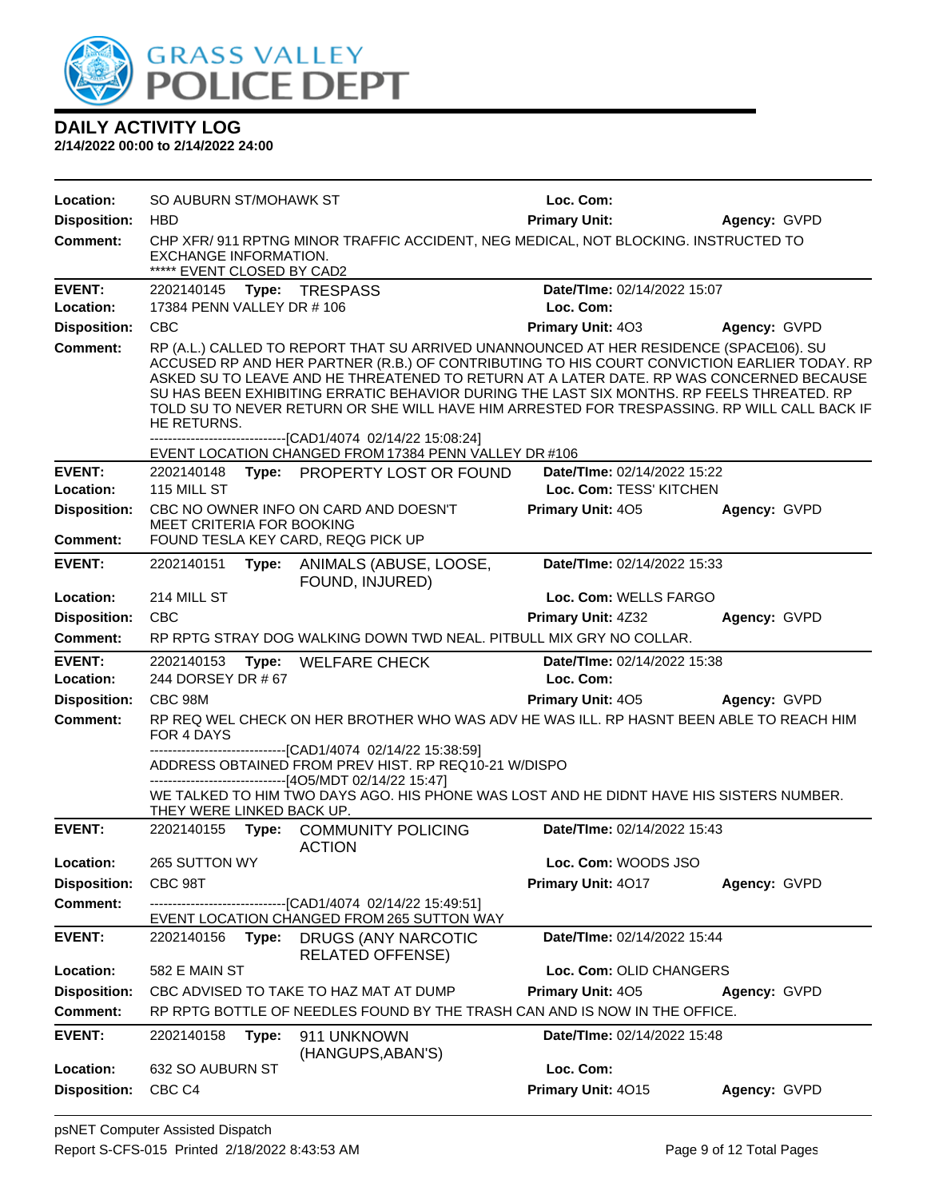# DAILY ACTIVITY LOG

**2/14/2022 00:00 to 2/14/2022 24:00**

**Location:** SO AUBURN ST/MOHAWK ST **Loc. Com:**
**Disposition:** HBD **Primary Unit:** **Agency:** GVPD
**Comment:** CHP XFR/ 911 RPTNG MINOR TRAFFIC ACCIDENT, NEG MEDICAL, NOT BLOCKING. INSTRUCTED TO EXCHANGE INFORMATION.
***** EVENT CLOSED BY CAD2

---

**EVENT:** 2202140145 **Type:** TRESPASS **Date/TIme:** 02/14/2022 15:07
**Location:** 17384 PENN VALLEY DR # 106 **Loc. Com:**
**Disposition:** CBC **Primary Unit:** 4O3 **Agency:** GVPD
**Comment:** RP (A.L.) CALLED TO REPORT THAT SU ARRIVED UNANNOUNCED AT HER RESIDENCE (SPACE106). SU ACCUSED RP AND HER PARTNER (R.B.) OF CONTRIBUTING TO HIS COURT CONVICTION EARLIER TODAY. RP ASKED SU TO LEAVE AND HE THREATENED TO RETURN AT A LATER DATE. RP WAS CONCERNED BECAUSE SU HAS BEEN EXHIBITING ERRATIC BEHAVIOR DURING THE LAST SIX MONTHS. RP FEELS THREATED. RP TOLD SU TO NEVER RETURN OR SHE WILL HAVE HIM ARRESTED FOR TRESPASSING. RP WILL CALL BACK IF HE RETURNS.
------------------------------[CAD1/4074 02/14/22 15:08:24]
EVENT LOCATION CHANGED FROM 17384 PENN VALLEY DR #106

---

**EVENT:** 2202140148 **Type:** PROPERTY LOST OR FOUND **Date/TIme:** 02/14/2022 15:22
**Location:** 115 MILL ST **Loc. Com:** TESS' KITCHEN
**Disposition:** CBC NO OWNER INFO ON CARD AND DOESN'T MEET CRITERIA FOR BOOKING **Primary Unit:** 4O5 **Agency:** GVPD
**Comment:** FOUND TESLA KEY CARD, REQG PICK UP

---

**EVENT:** 2202140151 **Type:** ANIMALS (ABUSE, LOOSE, FOUND, INJURED) **Date/TIme:** 02/14/2022 15:33
**Location:** 214 MILL ST **Loc. Com:** WELLS FARGO
**Disposition:** CBC **Primary Unit:** 4Z32 **Agency:** GVPD
**Comment:** RP RPTG STRAY DOG WALKING DOWN TWD NEAL. PITBULL MIX GRY NO COLLAR.

---

**EVENT:** 2202140153 **Type:** WELFARE CHECK **Date/TIme:** 02/14/2022 15:38
**Location:** 244 DORSEY DR # 67 **Loc. Com:**
**Disposition:** CBC 98M **Primary Unit:** 4O5 **Agency:** GVPD
**Comment:** RP REQ WEL CHECK ON HER BROTHER WHO WAS ADV HE WAS ILL. RP HASNT BEEN ABLE TO REACH HIM FOR 4 DAYS
------------------------------[CAD1/4074 02/14/22 15:38:59]
ADDRESS OBTAINED FROM PREV HIST. RP REQ10-21 W/DISPO
------------------------------[4O5/MDT 02/14/22 15:47]
WE TALKED TO HIM TWO DAYS AGO. HIS PHONE WAS LOST AND HE DIDNT HAVE HIS SISTERS NUMBER. THEY WERE LINKED BACK UP.

---

**EVENT:** 2202140155 **Type:** COMMUNITY POLICING ACTION **Date/TIme:** 02/14/2022 15:43
**Location:** 265 SUTTON WY **Loc. Com:** WOODS JSO
**Disposition:** CBC 98T **Primary Unit:** 4O17 **Agency:** GVPD
**Comment:** ------------------------------[CAD1/4074 02/14/22 15:49:51]
EVENT LOCATION CHANGED FROM 265 SUTTON WAY

---

**EVENT:** 2202140156 **Type:** DRUGS (ANY NARCOTIC RELATED OFFENSE) **Date/TIme:** 02/14/2022 15:44
**Location:** 582 E MAIN ST **Loc. Com:** OLID CHANGERS
**Disposition:** CBC ADVISED TO TAKE TO HAZ MAT AT DUMP **Primary Unit:** 4O5 **Agency:** GVPD
**Comment:** RP RPTG BOTTLE OF NEEDLES FOUND BY THE TRASH CAN AND IS NOW IN THE OFFICE.

---

**EVENT:** 2202140158 **Type:** 911 UNKNOWN (HANGUPS,ABAN'S) **Date/TIme:** 02/14/2022 15:48
**Location:** 632 SO AUBURN ST **Loc. Com:**
**Disposition:** CBC C4 **Primary Unit:** 4O15 **Agency:** GVPD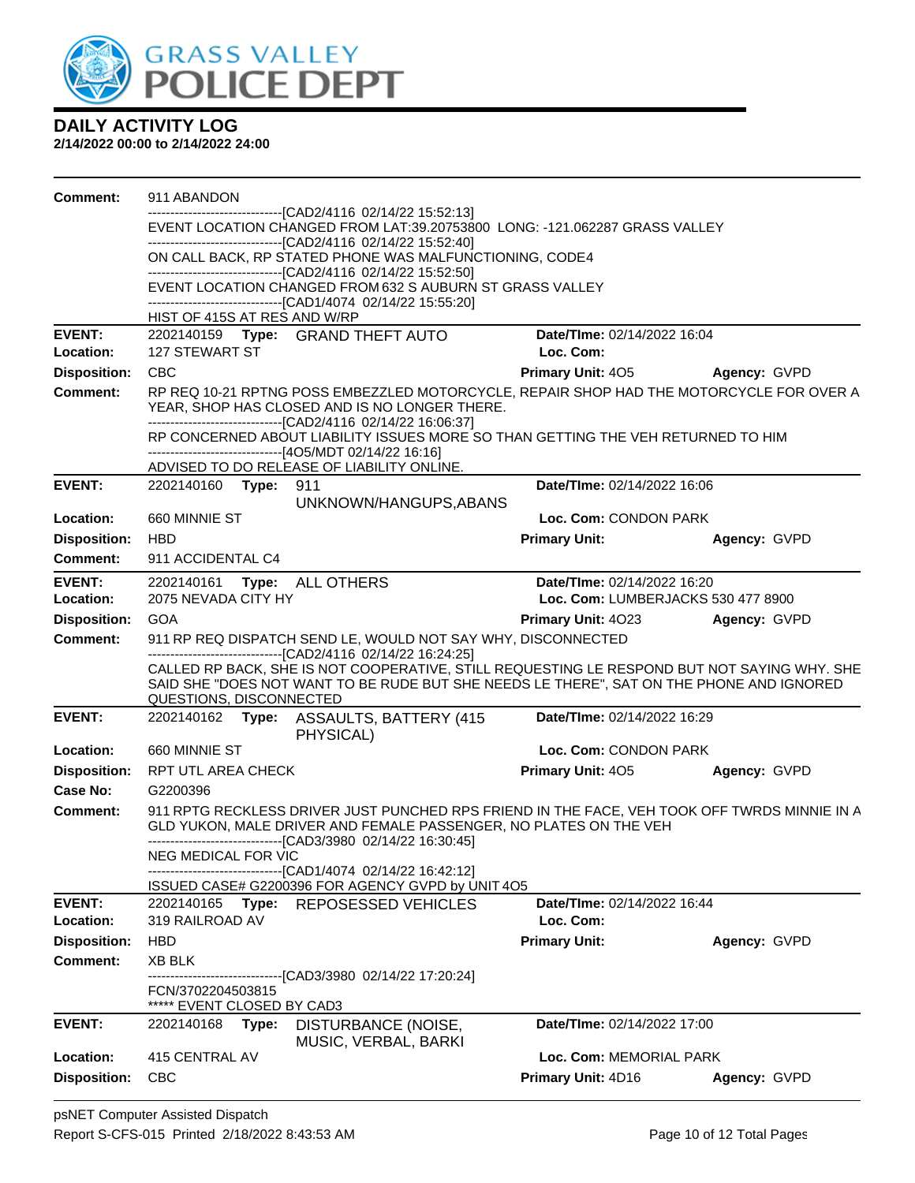# DAILY ACTIVITY LOG

**2/14/2022 00:00 to 2/14/2022 24:00**

**Comment:** 911 ABANDON
------------------------------[CAD2/4116 02/14/22 15:52:13]
EVENT LOCATION CHANGED FROM LAT:39.20753800 LONG: -121.062287 GRASS VALLEY
------------------------------[CAD2/4116 02/14/22 15:52:40]
ON CALL BACK, RP STATED PHONE WAS MALFUNCTIONING, CODE4
------------------------------[CAD2/4116 02/14/22 15:52:50]
EVENT LOCATION CHANGED FROM 632 S AUBURN ST GRASS VALLEY
------------------------------[CAD1/4074 02/14/22 15:55:20]
HIST OF 415S AT RES AND W/RP

---

**EVENT:** 2202140159 **Type:** GRAND THEFT AUTO **Date/TIme:** 02/14/2022 16:04
**Location:** 127 STEWART ST **Loc. Com:**
**Disposition:** CBC **Primary Unit:** 4O5 **Agency:** GVPD
**Comment:** RP REQ 10-21 RPTNG POSS EMBEZZLED MOTORCYCLE, REPAIR SHOP HAD THE MOTORCYCLE FOR OVER A YEAR, SHOP HAS CLOSED AND IS NO LONGER THERE.
------------------------------[CAD2/4116 02/14/22 16:06:37]
RP CONCERNED ABOUT LIABILITY ISSUES MORE SO THAN GETTING THE VEH RETURNED TO HIM
------------------------------[4O5/MDT 02/14/22 16:16]
ADVISED TO DO RELEASE OF LIABILITY ONLINE.

---

**EVENT:** 2202140160 **Type:** 911 UNKNOWN/HANGUPS,ABANS **Date/TIme:** 02/14/2022 16:06
**Location:** 660 MINNIE ST **Loc. Com:** CONDON PARK
**Disposition:** HBD **Primary Unit:** **Agency:** GVPD
**Comment:** 911 ACCIDENTAL C4

---

**EVENT:** 2202140161 **Type:** ALL OTHERS **Date/TIme:** 02/14/2022 16:20
**Location:** 2075 NEVADA CITY HY **Loc. Com:** LUMBERJACKS 530 477 8900
**Disposition:** GOA **Primary Unit:** 4O23 **Agency:** GVPD
**Comment:** 911 RP REQ DISPATCH SEND LE, WOULD NOT SAY WHY, DISCONNECTED
------------------------------[CAD2/4116 02/14/22 16:24:25]
CALLED RP BACK, SHE IS NOT COOPERATIVE, STILL REQUESTING LE RESPOND BUT NOT SAYING WHY. SHE SAID SHE "DOES NOT WANT TO BE RUDE BUT SHE NEEDS LE THERE", SAT ON THE PHONE AND IGNORED QUESTIONS, DISCONNECTED

---

**EVENT:** 2202140162 **Type:** ASSAULTS, BATTERY (415 PHYSICAL) **Date/TIme:** 02/14/2022 16:29
**Location:** 660 MINNIE ST **Loc. Com:** CONDON PARK
**Disposition:** RPT UTL AREA CHECK **Primary Unit:** 4O5 **Agency:** GVPD
**Case No:** G2200396
**Comment:** 911 RPTG RECKLESS DRIVER JUST PUNCHED RPS FRIEND IN THE FACE, VEH TOOK OFF TWRDS MINNIE IN A GLD YUKON, MALE DRIVER AND FEMALE PASSENGER, NO PLATES ON THE VEH
------------------------------[CAD3/3980 02/14/22 16:30:45]
NEG MEDICAL FOR VIC
------------------------------[CAD1/4074 02/14/22 16:42:12]
ISSUED CASE# G2200396 FOR AGENCY GVPD by UNIT 4O5

---

**EVENT:** 2202140165 **Type:** REPOSESSED VEHICLES **Date/TIme:** 02/14/2022 16:44
**Location:** 319 RAILROAD AV **Loc. Com:**
**Disposition:** HBD **Primary Unit:** **Agency:** GVPD
**Comment:** XB BLK
------------------------------[CAD3/3980 02/14/22 17:20:24]
FCN/3702204503815
***** EVENT CLOSED BY CAD3

---

**EVENT:** 2202140168 **Type:** DISTURBANCE (NOISE, MUSIC, VERBAL, BARKI **Date/TIme:** 02/14/2022 17:00
**Location:** 415 CENTRAL AV **Loc. Com:** MEMORIAL PARK
**Disposition:** CBC **Primary Unit:** 4D16 **Agency:** GVPD

psNET Computer Assisted Dispatch
Report S-CFS-015 Printed 2/18/2022 8:43:53 AM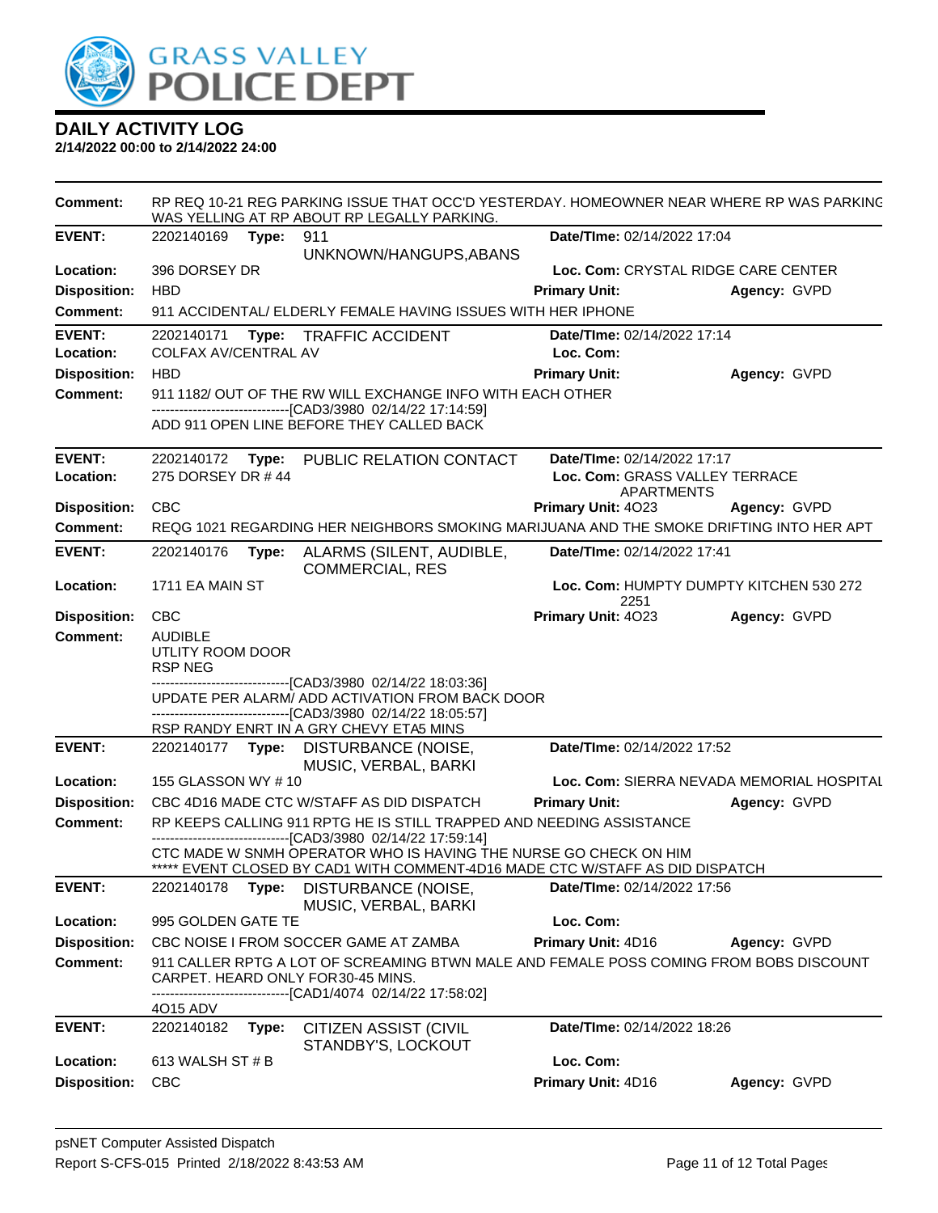# DAILY ACTIVITY LOG

**2/14/2022 00:00 to 2/14/2022 24:00**

**Comment:** RP REQ 10-21 REG PARKING ISSUE THAT OCC'D YESTERDAY. HOMEOWNER NEAR WHERE RP WAS PARKING WAS YELLING AT RP ABOUT RP LEGALLY PARKING.

---

**EVENT:** 2202140169 **Type:** 911 UNKNOWN/HANGUPS,ABANS **Date/TIme:** 02/14/2022 17:04
**Location:** 396 DORSEY DR **Loc. Com:** CRYSTAL RIDGE CARE CENTER
**Disposition:** HBD **Primary Unit:** **Agency:** GVPD
**Comment:** 911 ACCIDENTAL/ ELDERLY FEMALE HAVING ISSUES WITH HER IPHONE

---

**EVENT:** 2202140171 **Type:** TRAFFIC ACCIDENT **Date/TIme:** 02/14/2022 17:14
**Location:** COLFAX AV/CENTRAL AV **Loc. Com:**
**Disposition:** HBD **Primary Unit:** **Agency:** GVPD
**Comment:** 911 1182/ OUT OF THE RW WILL EXCHANGE INFO WITH EACH OTHER
------------------------------[CAD3/3980 02/14/22 17:14:59]
ADD 911 OPEN LINE BEFORE THEY CALLED BACK

---

**EVENT:** 2202140172 **Type:** PUBLIC RELATION CONTACT **Date/TIme:** 02/14/2022 17:17
**Location:** 275 DORSEY DR # 44 **Loc. Com:** GRASS VALLEY TERRACE APARTMENTS
**Disposition:** CBC **Primary Unit:** 4O23 **Agency:** GVPD
**Comment:** REQG 1021 REGARDING HER NEIGHBORS SMOKING MARIJUANA AND THE SMOKE DRIFTING INTO HER APT

---

**EVENT:** 2202140176 **Type:** ALARMS (SILENT, AUDIBLE, COMMERCIAL, RES **Date/TIme:** 02/14/2022 17:41
**Location:** 1711 EA MAIN ST **Loc. Com:** HUMPTY DUMPTY KITCHEN 530 272 2251
**Disposition:** CBC **Primary Unit:** 4O23 **Agency:** GVPD
**Comment:** AUDIBLE
UTLITY ROOM DOOR
RSP NEG
------------------------------[CAD3/3980 02/14/22 18:03:36]
UPDATE PER ALARM/ ADD ACTIVATION FROM BACK DOOR
------------------------------[CAD3/3980 02/14/22 18:05:57]
RSP RANDY ENRT IN A GRY CHEVY ETA5 MINS

---

**EVENT:** 2202140177 **Type:** DISTURBANCE (NOISE, MUSIC, VERBAL, BARKI **Date/TIme:** 02/14/2022 17:52
**Location:** 155 GLASSON WY # 10 **Loc. Com:** SIERRA NEVADA MEMORIAL HOSPITAL
**Disposition:** CBC 4D16 MADE CTC W/STAFF AS DID DISPATCH **Primary Unit:** **Agency:** GVPD
**Comment:** RP KEEPS CALLING 911 RPTG HE IS STILL TRAPPED AND NEEDING ASSISTANCE
------------------------------[CAD3/3980 02/14/22 17:59:14]
CTC MADE W SNMH OPERATOR WHO IS HAVING THE NURSE GO CHECK ON HIM
***** EVENT CLOSED BY CAD1 WITH COMMENT-4D16 MADE CTC W/STAFF AS DID DISPATCH

---

**EVENT:** 2202140178 **Type:** DISTURBANCE (NOISE, MUSIC, VERBAL, BARKI **Date/TIme:** 02/14/2022 17:56
**Location:** 995 GOLDEN GATE TE **Loc. Com:**
**Disposition:** CBC NOISE I FROM SOCCER GAME AT ZAMBA **Primary Unit:** 4D16 **Agency:** GVPD
**Comment:** 911 CALLER RPTG A LOT OF SCREAMING BTWN MALE AND FEMALE POSS COMING FROM BOBS DISCOUNT CARPET. HEARD ONLY FOR30-45 MINS.
------------------------------[CAD1/4074 02/14/22 17:58:02]
4O15 ADV

---

**EVENT:** 2202140182 **Type:** CITIZEN ASSIST (CIVIL STANDBY'S, LOCKOUT **Date/TIme:** 02/14/2022 18:26
**Location:** 613 WALSH ST # B **Loc. Com:**
**Disposition:** CBC **Primary Unit:** 4D16 **Agency:** GVPD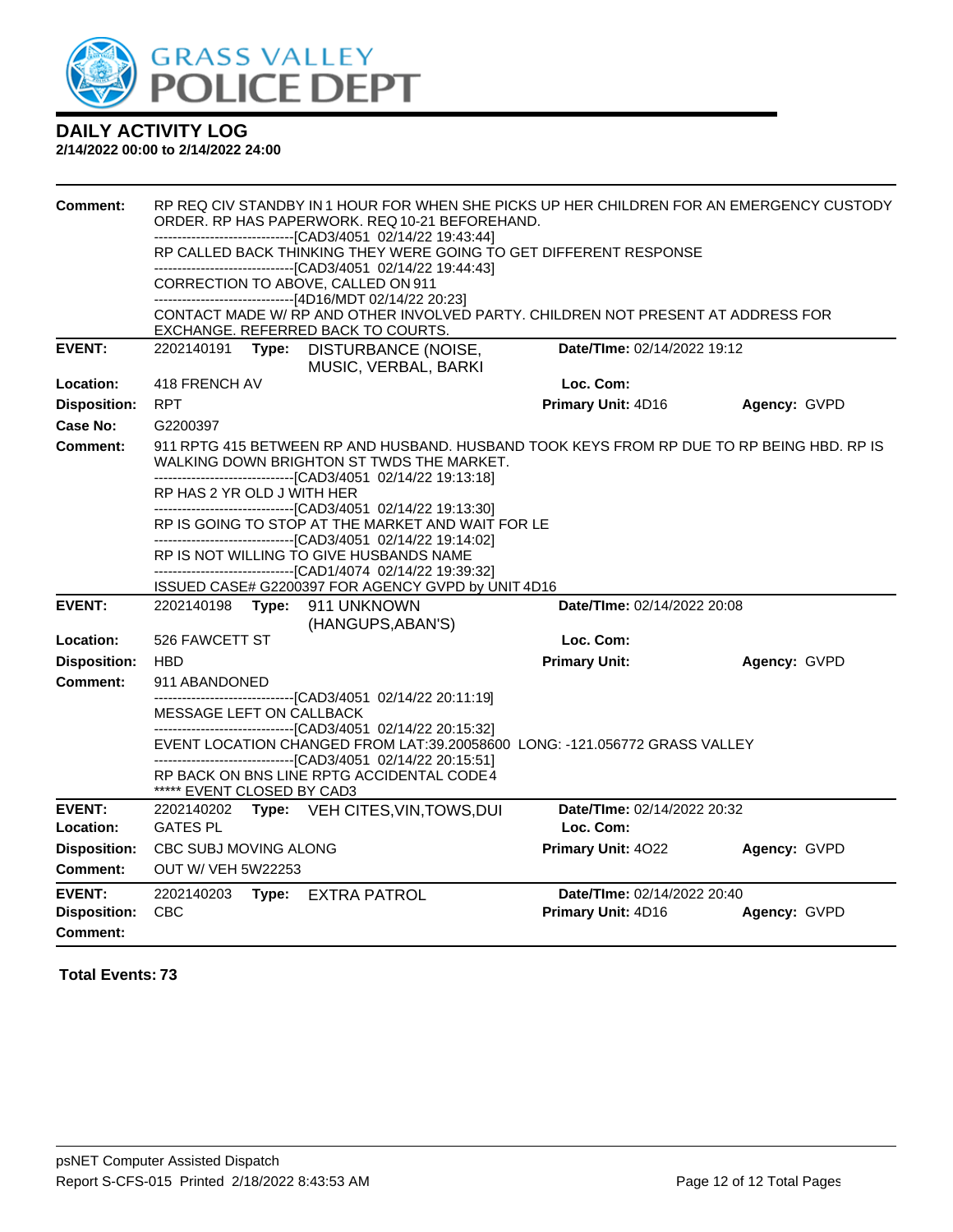## DAILY ACTIVITY LOG

**2/14/2022 00:00 to 2/14/2022 24:00**

**Comment:** RP REQ CIV STANDBY IN 1 HOUR FOR WHEN SHE PICKS UP HER CHILDREN FOR AN EMERGENCY CUSTODY ORDER. RP HAS PAPERWORK. REQ 10-21 BEFOREHAND.
------------------------------[CAD3/4051 02/14/22 19:43:44]
RP CALLED BACK THINKING THEY WERE GOING TO GET DIFFERENT RESPONSE
------------------------------[CAD3/4051 02/14/22 19:44:43]
CORRECTION TO ABOVE, CALLED ON 911
------------------------------[4D16/MDT 02/14/22 20:23]
CONTACT MADE W/ RP AND OTHER INVOLVED PARTY. CHILDREN NOT PRESENT AT ADDRESS FOR EXCHANGE. REFERRED BACK TO COURTS.

---

**EVENT:** 2202140191 **Type:** DISTURBANCE (NOISE, MUSIC, VERBAL, BARKI **Date/TIme:** 02/14/2022 19:12
**Location:** 418 FRENCH AV **Loc. Com:**
**Disposition:** RPT **Primary Unit:** 4D16 **Agency:** GVPD
**Case No:** G2200397
**Comment:** 911 RPTG 415 BETWEEN RP AND HUSBAND. HUSBAND TOOK KEYS FROM RP DUE TO RP BEING HBD. RP IS WALKING DOWN BRIGHTON ST TWDS THE MARKET.
------------------------------[CAD3/4051 02/14/22 19:13:18]
RP HAS 2 YR OLD J WITH HER
------------------------------[CAD3/4051 02/14/22 19:13:30]
RP IS GOING TO STOP AT THE MARKET AND WAIT FOR LE
------------------------------[CAD3/4051 02/14/22 19:14:02]
RP IS NOT WILLING TO GIVE HUSBANDS NAME
------------------------------[CAD1/4074 02/14/22 19:39:32]
ISSUED CASE# G2200397 FOR AGENCY GVPD by UNIT 4D16

---

**EVENT:** 2202140198 **Type:** 911 UNKNOWN (HANGUPS,ABAN'S) **Date/TIme:** 02/14/2022 20:08
**Location:** 526 FAWCETT ST **Loc. Com:**
**Disposition:** HBD **Primary Unit:** **Agency:** GVPD
**Comment:** 911 ABANDONED
------------------------------[CAD3/4051 02/14/22 20:11:19]
MESSAGE LEFT ON CALLBACK
------------------------------[CAD3/4051 02/14/22 20:15:32]
EVENT LOCATION CHANGED FROM LAT:39.20058600 LONG: -121.056772 GRASS VALLEY
------------------------------[CAD3/4051 02/14/22 20:15:51]
RP BACK ON BNS LINE RPTG ACCIDENTAL CODE4
***** EVENT CLOSED BY CAD3

---

**EVENT:** 2202140202 **Type:** VEH CITES,VIN,TOWS,DUI **Date/TIme:** 02/14/2022 20:32
**Location:** GATES PL **Loc. Com:**
**Disposition:** CBC SUBJ MOVING ALONG **Primary Unit:** 4O22 **Agency:** GVPD
**Comment:** OUT W/ VEH 5W22253

---

**EVENT:** 2202140203 **Type:** EXTRA PATROL **Date/TIme:** 02/14/2022 20:40
**Disposition:** CBC **Primary Unit:** 4D16 **Agency:** GVPD
**Comment:**

---

**Total Events: 73**

psNET Computer Assisted Dispatch
Report S-CFS-015 Printed 2/18/2022 8:43:53 AM